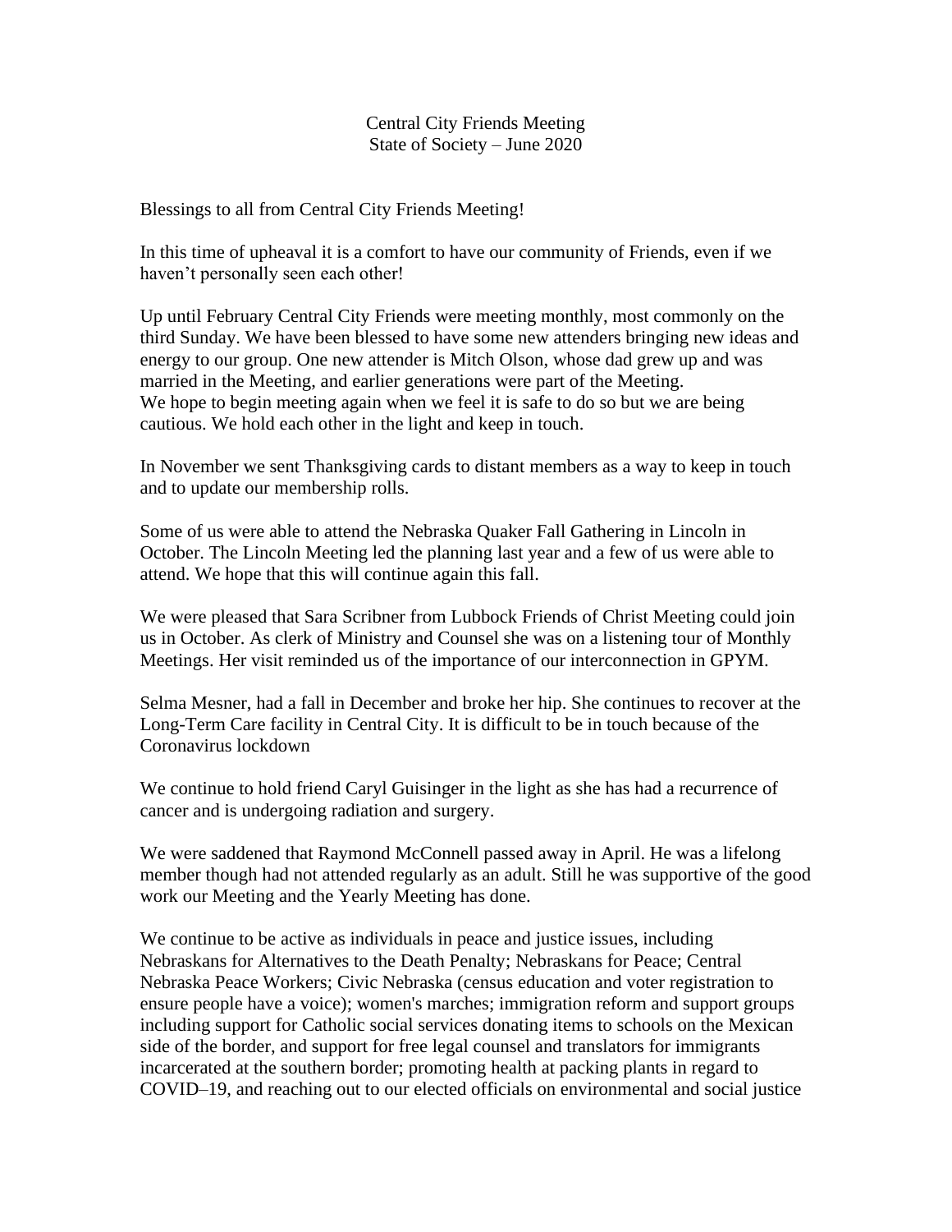Central City Friends Meeting
State of Society – June 2020

Blessings to all from Central City Friends Meeting!

In this time of upheaval it is a comfort to have our community of Friends, even if we haven't personally seen each other!

Up until February Central City Friends were meeting monthly, most commonly on the third Sunday. We have been blessed to have some new attenders bringing new ideas and energy to our group. One new attender is Mitch Olson, whose dad grew up and was married in the Meeting, and earlier generations were part of the Meeting.
We hope to begin meeting again when we feel it is safe to do so but we are being cautious. We hold each other in the light and keep in touch.

In November we sent Thanksgiving cards to distant members as a way to keep in touch and to update our membership rolls.

Some of us were able to attend the Nebraska Quaker Fall Gathering in Lincoln in October. The Lincoln Meeting led the planning last year and a few of us were able to attend. We hope that this will continue again this fall.

We were pleased that Sara Scribner from Lubbock Friends of Christ Meeting could join us in October. As clerk of Ministry and Counsel she was on a listening tour of Monthly Meetings. Her visit reminded us of the importance of our interconnection in GPYM.

Selma Mesner, had a fall in December and broke her hip. She continues to recover at the Long-Term Care facility in Central City. It is difficult to be in touch because of the Coronavirus lockdown

We continue to hold friend Caryl Guisinger in the light as she has had a recurrence of cancer and is undergoing radiation and surgery.

We were saddened that Raymond McConnell passed away in April. He was a lifelong member though had not attended regularly as an adult. Still he was supportive of the good work our Meeting and the Yearly Meeting has done.

We continue to be active as individuals in peace and justice issues, including Nebraskans for Alternatives to the Death Penalty; Nebraskans for Peace; Central Nebraska Peace Workers; Civic Nebraska (census education and voter registration to ensure people have a voice); women's marches; immigration reform and support groups including support for Catholic social services donating items to schools on the Mexican side of the border, and support for free legal counsel and translators for immigrants incarcerated at the southern border; promoting health at packing plants in regard to COVID–19, and reaching out to our elected officials on environmental and social justice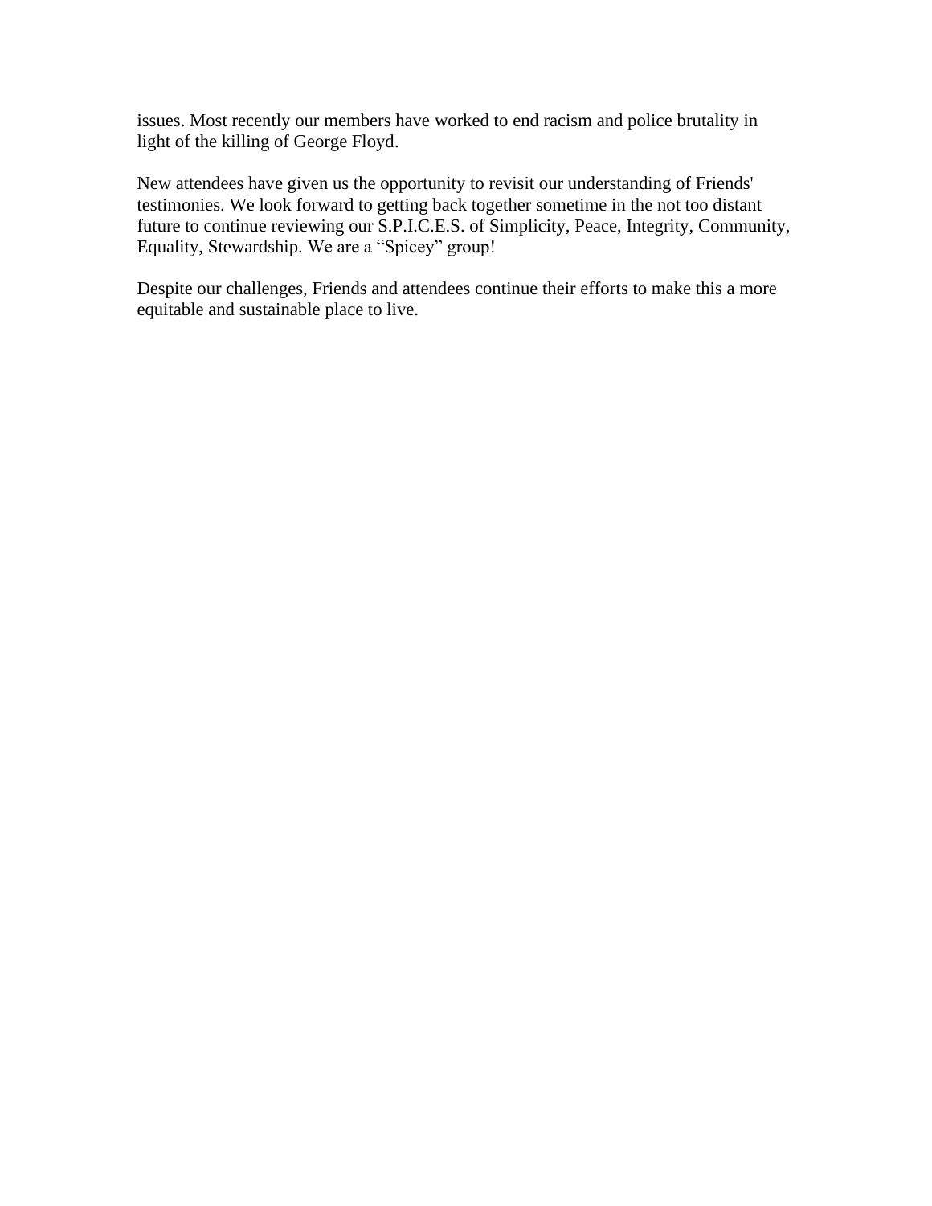issues. Most recently our members have worked to end racism and police brutality in light of the killing of George Floyd.

New attendees have given us the opportunity to revisit our understanding of Friends' testimonies. We look forward to getting back together sometime in the not too distant future to continue reviewing our S.P.I.C.E.S. of Simplicity, Peace, Integrity, Community, Equality, Stewardship. We are a "Spicey" group!

Despite our challenges, Friends and attendees continue their efforts to make this a more equitable and sustainable place to live.